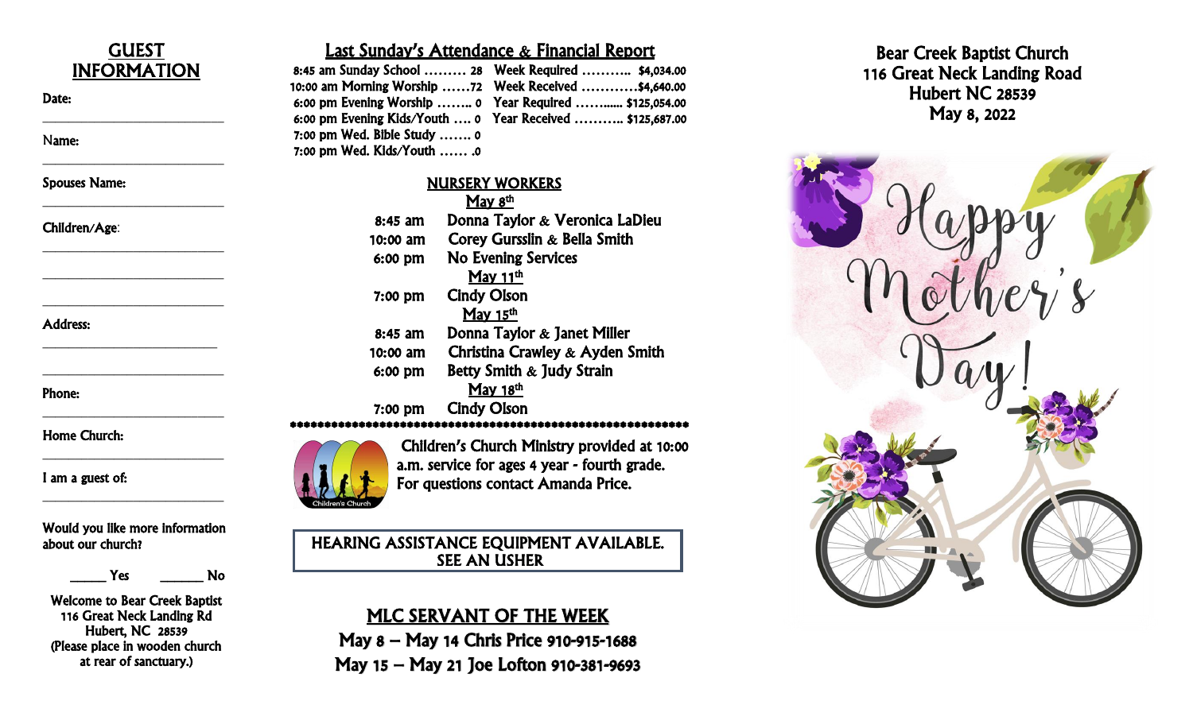## GUEST INFORMATION

Date:

______________________________

Name:

______________________________

Spouses Name:

______________________________

Children/Age:

______________________________

______________________________

______________________________

Address:

______________________________

______________________________

Phone:

______________________________

Home Church:

______________________________

I am a guest of:

______________________________

Would you like more information about our church?

_____ Yes _____ No

Welcome to Bear Creek Baptist
116 Great Neck Landing Rd
Hubert, NC 28539
(Please place in wooden church at rear of sanctuary.)

## Last Sunday's Attendance & Financial Report

| | | | |
|---|---|---|---|
| 8:45 am Sunday School | 28 | Week Required | $4,034.00 |
| 10:00 am Morning Worship | 72 | Week Received | $4,640.00 |
| 6:00 pm Evening Worship | 0 | Year Required | $125,054.00 |
| 6:00 pm Evening Kids/Youth | 0 | Year Received | $125,687.00 |
| 7:00 pm Wed. Bible Study | 0 | | |
| 7:00 pm Wed. Kids/Youth | .0 | | |

## NURSERY WORKERS

**May 8th**

| | |
|---|---|
| 8:45 am | Donna Taylor & Veronica LaDieu |
| 10:00 am | Corey Gursslin & Bella Smith |
| 6:00 pm | No Evening Services |

**May 11th**

| | |
|---|---|
| 7:00 pm | Cindy Olson |

**May 15th**

| | |
|---|---|
| 8:45 am | Donna Taylor & Janet Miller |
| 10:00 am | Christina Crawley & Ayden Smith |
| 6:00 pm | Betty Smith & Judy Strain |

**May 18th**

| | |
|---|---|
| 7:00 pm | Cindy Olson |

Children's Church Ministry provided at 10:00 a.m. service for ages 4 year - fourth grade. For questions contact Amanda Price.

**HEARING ASSISTANCE EQUIPMENT AVAILABLE. SEE AN USHER**

## MLC SERVANT OF THE WEEK

May 8 – May 14 Chris Price 910-915-1688
May 15 – May 21 Joe Lofton 910-381-9693

# Bear Creek Baptist Church
116 Great Neck Landing Road
Hubert NC 28539
May 8, 2022

Happy Mother's Day!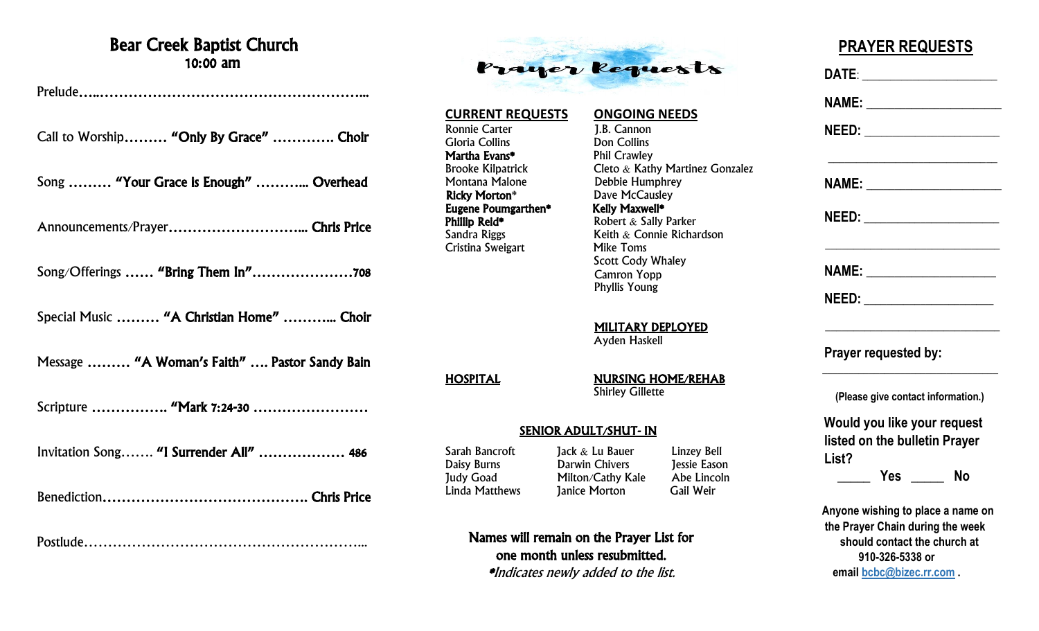# Bear Creek Baptist Church

**10:00 am**

Prelude…..…………………………………………………..

Call to Worship……… **"Only By Grace"** …………. **Choir**

Song ……… **"Your Grace is Enough"** ……….. **Overhead**

Announcements/Prayer……………………….. **Chris Price**

Song/Offerings …… **"Bring Them In"**…………………**708**

Special Music ……… **"A Christian Home"** ……….. **Choir**

Message ……… **"A Woman's Faith"** …. **Pastor Sandy Bain**

Scripture ……………. **"Mark 7:24-30** ……………………

Invitation Song……. **"I Surrender All"** ……………… **486**

Benediction…………………………………… **Chris Price**

Postlude…………………………………………………...

# Prayer Requests

## CURRENT REQUESTS

Ronnie Carter
Gloria Collins
**Martha Evans***
Brooke Kilpatrick
Montana Malone
**Ricky Morton***
**Eugene Poumgarthen***
**Phillip Reid***
Sandra Riggs
Cristina Sweigart

## ONGOING NEEDS

J.B. Cannon
Don Collins
Phil Crawley
Cleto & Kathy Martinez Gonzalez
Debbie Humphrey
Dave McCausley
**Kelly Maxwell***
Robert & Sally Parker
Keith & Connie Richardson
Mike Toms
Scott Cody Whaley
Camron Yopp
Phyllis Young

## MILITARY DEPLOYED

Ayden Haskell

## HOSPITAL

## NURSING HOME/REHAB

Shirley Gillette

## SENIOR ADULT/SHUT- IN

Sarah Bancroft
Daisy Burns
Judy Goad
Linda Matthews
Jack & Lu Bauer
Darwin Chivers
Milton/Cathy Kale
Janice Morton
Linzey Bell
Jessie Eason
Abe Lincoln
Gail Weir

**Names will remain on the Prayer List for one month unless resubmitted.**

*\*Indicates newly added to the list.*

# PRAYER REQUESTS

**DATE**: ____________________

**NAME:** ____________________

**NEED:** ____________________

____________________

**NAME:** ____________________

**NEED:** ____________________

____________________

**NAME:** ____________________

**NEED:** ____________________

____________________

**Prayer requested by:**

____________________

**(Please give contact information.)**

**Would you like your request listed on the bulletin Prayer List?**

_____ **Yes** _____ **No**

**Anyone wishing to place a name on the Prayer Chain during the week should contact the church at 910-326-5338 or email bcbc@bizec.rr.com .**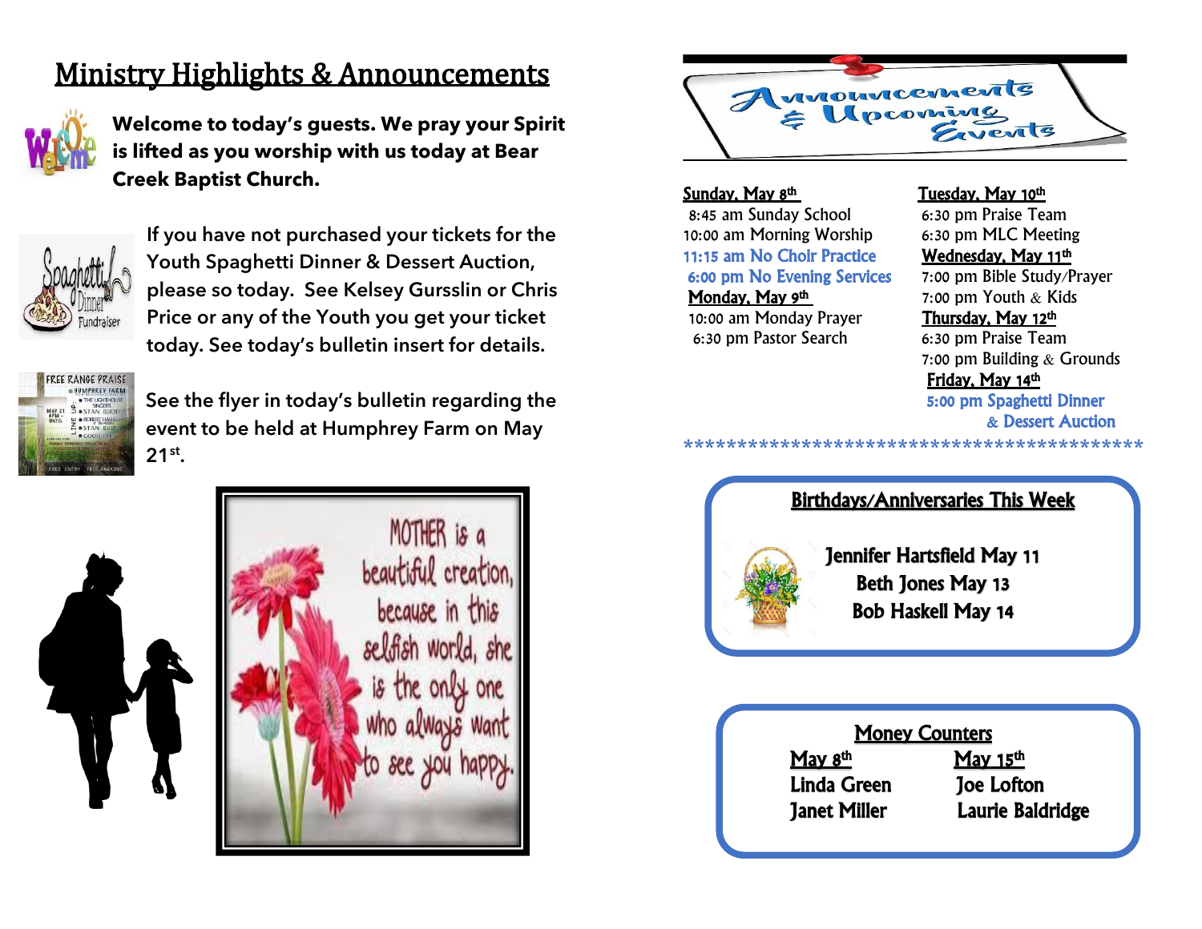# Ministry Highlights & Announcements

**Welcome to today's guests. We pray your Spirit is lifted as you worship with us today at Bear Creek Baptist Church.**

If you have not purchased your tickets for the Youth Spaghetti Dinner & Dessert Auction, please so today. See Kelsey Gursslin or Chris Price or any of the Youth you get your ticket today. See today's bulletin insert for details.

See the flyer in today's bulletin regarding the event to be held at Humphrey Farm on May 21st.

MOTHER is a beautiful creation, because in this selfish world, she is the only one who always want to see you happy.

## Announcements & Upcoming Events

**Sunday, May 8th**
- 8:45 am Sunday School
- 10:00 am Morning Worship
- 11:15 am No Choir Practice
- 6:00 pm No Evening Services

**Monday, May 9th**
- 10:00 am Monday Prayer
- 6:30 pm Pastor Search

**Tuesday, May 10th**
- 6:30 pm Praise Team
- 6:30 pm MLC Meeting

**Wednesday, May 11th**
- 7:00 pm Bible Study/Prayer
- 7:00 pm Youth & Kids

**Thursday, May 12th**
- 6:30 pm Praise Team
- 7:00 pm Building & Grounds

**Friday, May 14th**
- 5:00 pm Spaghetti Dinner & Dessert Auction

*******************************************

## Birthdays/Anniversaries This Week

**Jennifer Hartsfield May 11**
**Beth Jones May 13**
**Bob Haskell May 14**

## Money Counters

| May 8th | May 15th |
|---|---|
| Linda Green | Joe Lofton |
| Janet Miller | Laurie Baldridge |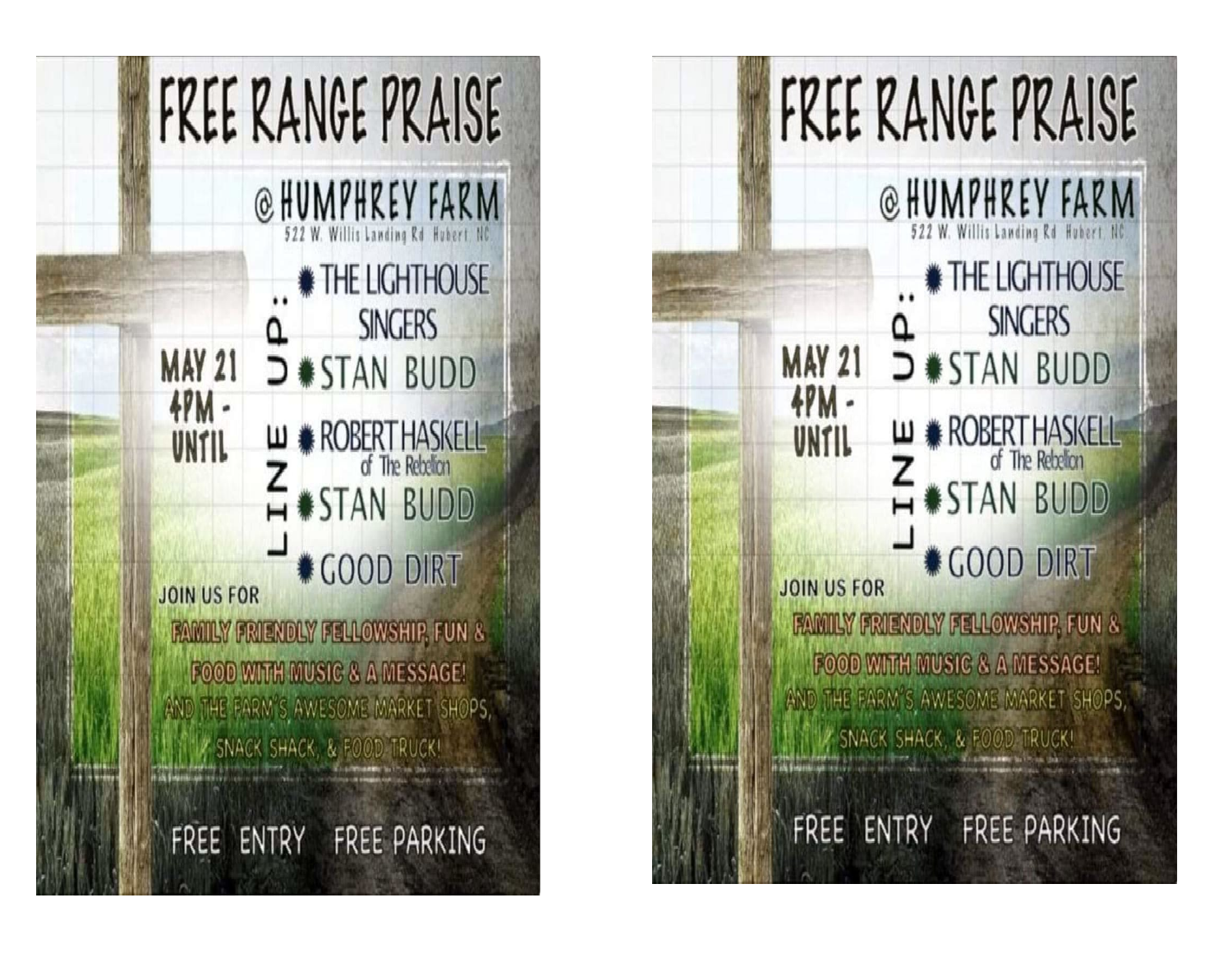# FREE RANGE PRAISE

## @HUMPHREY FARM

522 W. Willis Landing Rd Hubert, NC

MAY 21
4PM - UNTIL

LINE UP:

- THE LIGHTHOUSE SINGERS
- STAN BUDD
- ROBERT HASKELL of The Rebellion
- STAN BUDD
- GOOD DIRT

JOIN US FOR

FAMILY FRIENDLY FELLOWSHIP, FUN & FOOD WITH MUSIC & A MESSAGE!

AND THE FARM'S AWESOME MARKET SHOPS, SNACK SHACK, & FOOD TRUCK!

FREE ENTRY FREE PARKING

# FREE RANGE PRAISE

## @HUMPHREY FARM

522 W. Willis Landing Rd Hubert, NC

MAY 21
4PM - UNTIL

LINE UP:

- THE LIGHTHOUSE SINGERS
- STAN BUDD
- ROBERT HASKELL of The Rebellion
- STAN BUDD
- GOOD DIRT

JOIN US FOR

FAMILY FRIENDLY FELLOWSHIP, FUN & FOOD WITH MUSIC & A MESSAGE!

AND THE FARM'S AWESOME MARKET SHOPS, SNACK SHACK, & FOOD TRUCK!

FREE ENTRY FREE PARKING